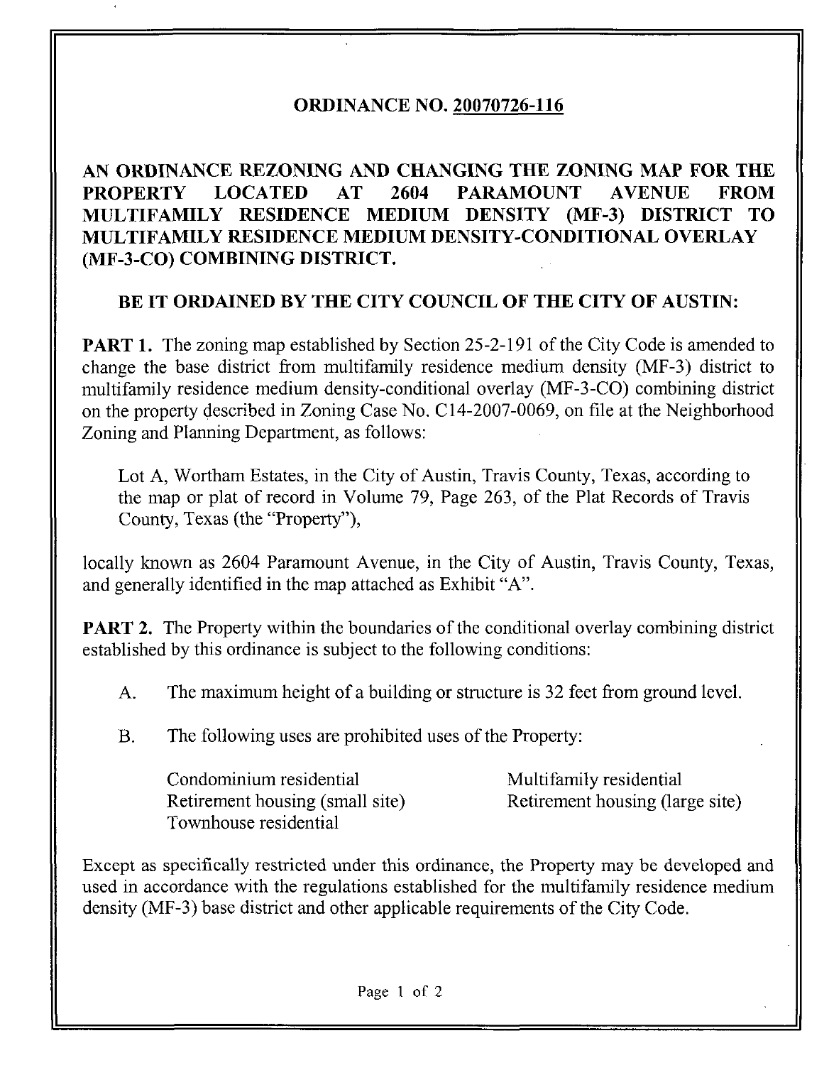# ORDINANCE NO. 20070726-116

## AN ORDINANCE REZONING AND CHANGING THE ZONING MAP FOR THE PROPERTY LOCATED AT 2604 PARAMOUNT AVENUE FROM MULTIFAMILY RESIDENCE MEDIUM DENSITY (MF-3) DISTRICT TO MULTIFAMILY RESIDENCE MEDIUM DENSITY-CONDITIONAL OVERLAY (MF-3-CO) COMBINING DISTRICT.

**BE IT ORDAINED BY THE CITY COUNCIL OF THE CITY OF AUSTIN:**

**PART 1.** The zoning map established by Section 25-2-191 of the City Code is amended to change the base district from multifamily residence medium density (MF-3) district to multifamily residence medium density-conditional overlay (MF-3-CO) combining district on the property described in Zoning Case No. C14-2007-0069, on file at the Neighborhood Zoning and Planning Department, as follows:

> Lot A, Wortham Estates, in the City of Austin, Travis County, Texas, according to the map or plat of record in Volume 79, Page 263, of the Plat Records of Travis County, Texas (the "Property"),

locally known as 2604 Paramount Avenue, in the City of Austin, Travis County, Texas, and generally identified in the map attached as Exhibit "A".

**PART 2.** The Property within the boundaries of the conditional overlay combining district established by this ordinance is subject to the following conditions:

A. The maximum height of a building or structure is 32 feet from ground level.

B. The following uses are prohibited uses of the Property:

- Condominium residential
- Multifamily residential
- Retirement housing (small site)
- Retirement housing (large site)
- Townhouse residential

Except as specifically restricted under this ordinance, the Property may be developed and used in accordance with the regulations established for the multifamily residence medium density (MF-3) base district and other applicable requirements of the City Code.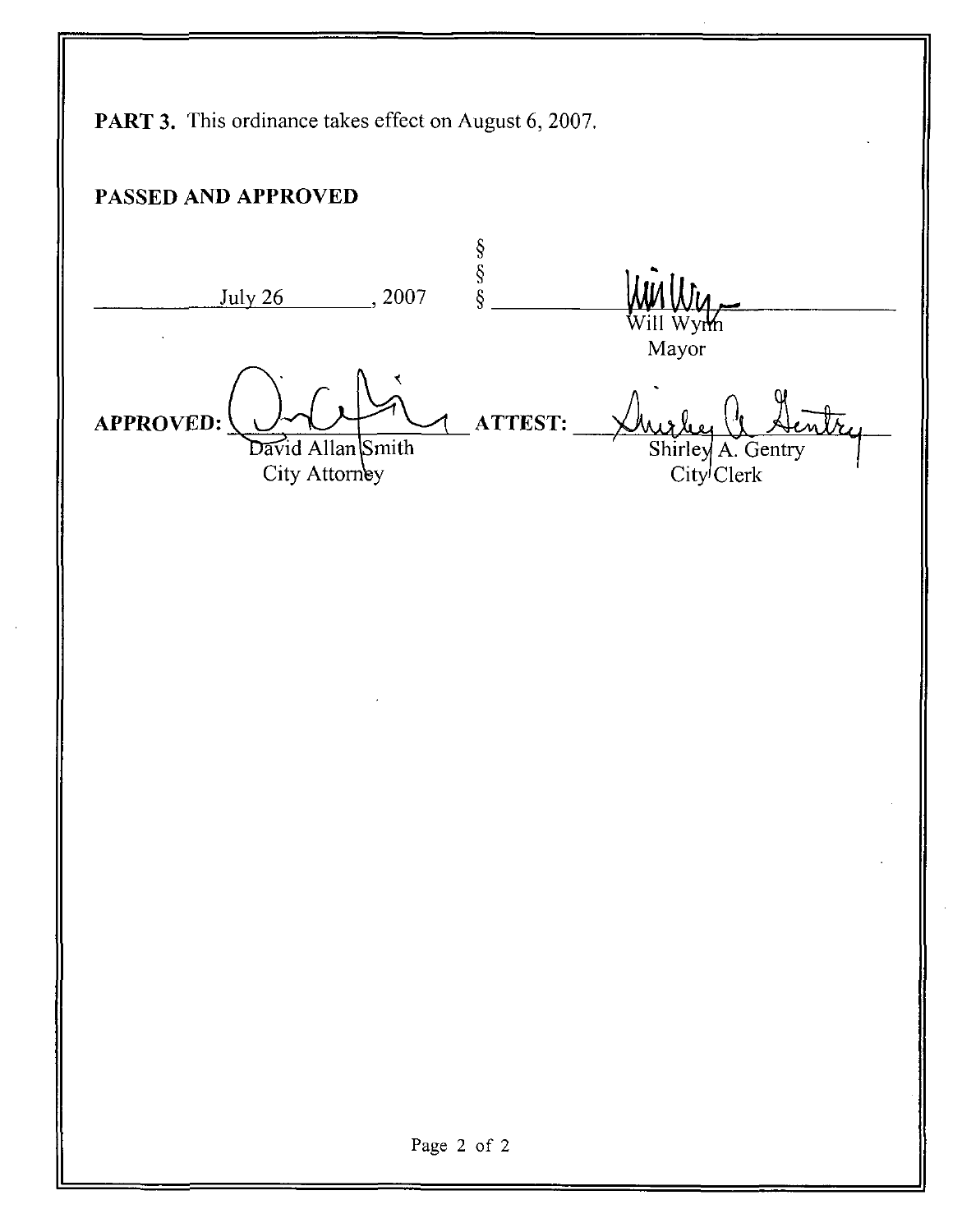**PART 3.** This ordinance takes effect on August 6, 2007.

**PASSED AND APPROVED**

July 26, 2007 §§§ Will Wynn, Mayor

**APPROVED:** David Allan Smith, City Attorney

**ATTEST:** Shirley A. Gentry, City Clerk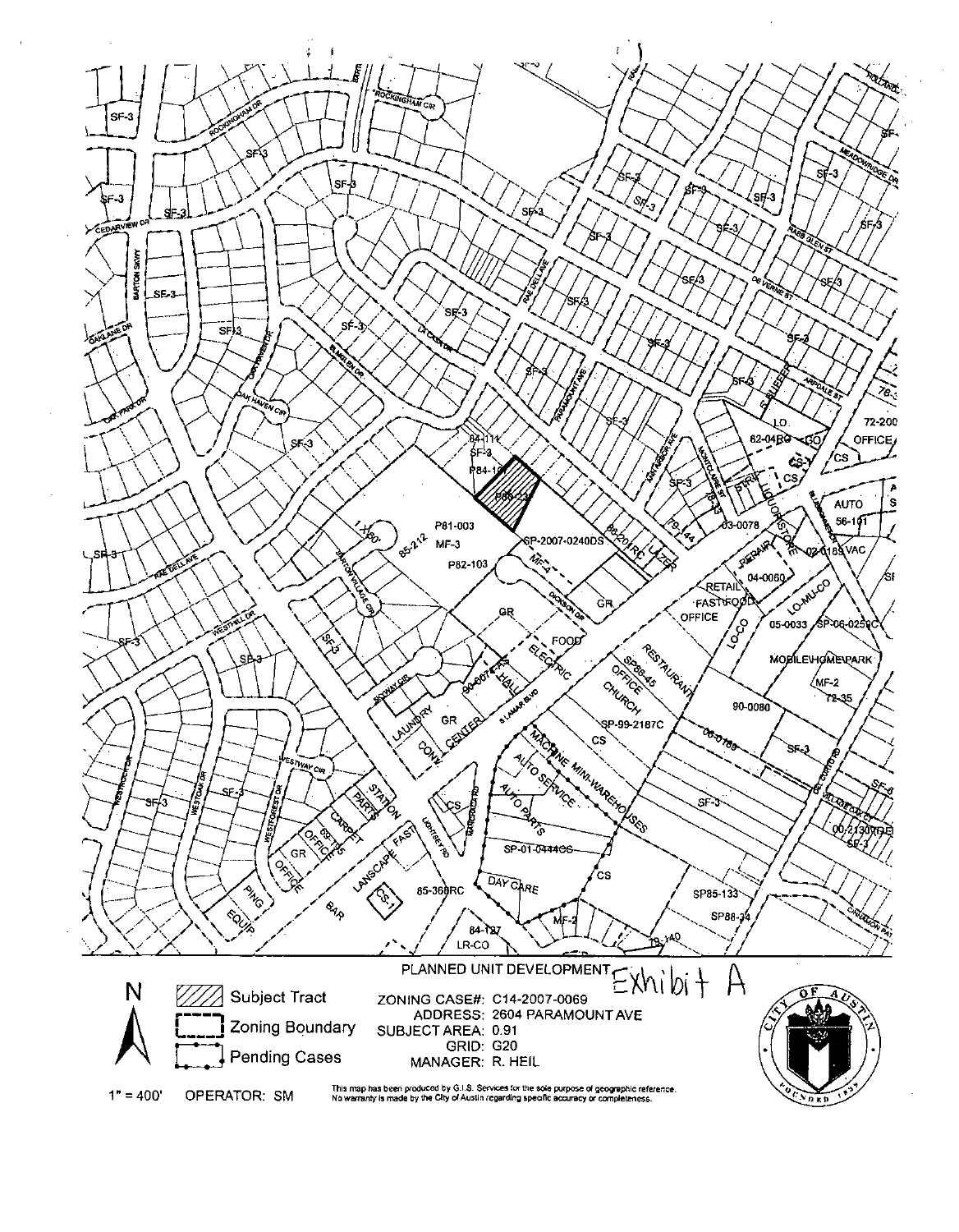PLANNED UNIT DEVELOPMENT

Exhibit A

Subject Tract

Zoning Boundary

Pending Cases

ZONING CASE#: C14-2007-0069
ADDRESS: 2604 PARAMOUNT AVE
SUBJECT AREA: 0.91
GRID: G20
MANAGER: R. HEIL

1" = 400'  OPERATOR: SM

This map has been produced by G.I.S. Services for the sole purpose of geographic reference. No warranty is made by the City of Austin regarding specific accuracy or completeness.